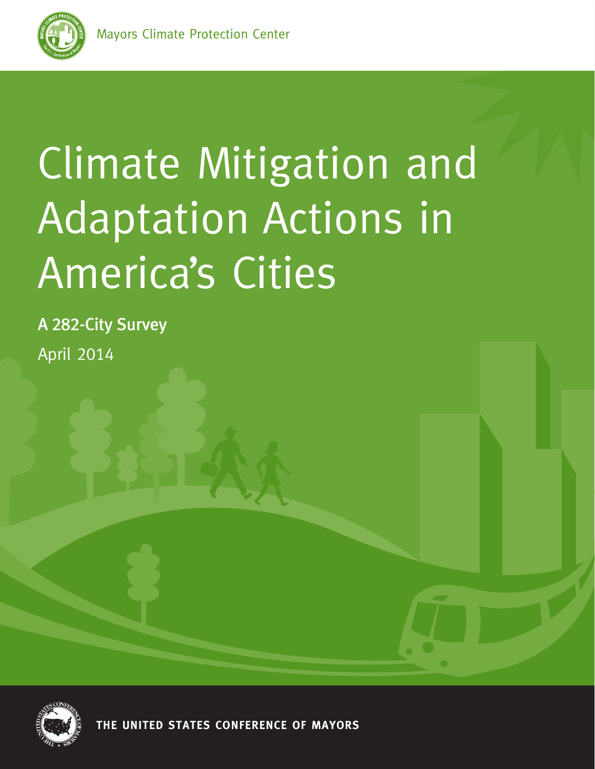Mayors Climate Protection Center

# Climate Mitigation and Adaptation Actions in America's Cities

**A 282-City Survey**

April 2014

**THE UNITED STATES CONFERENCE OF MAYORS**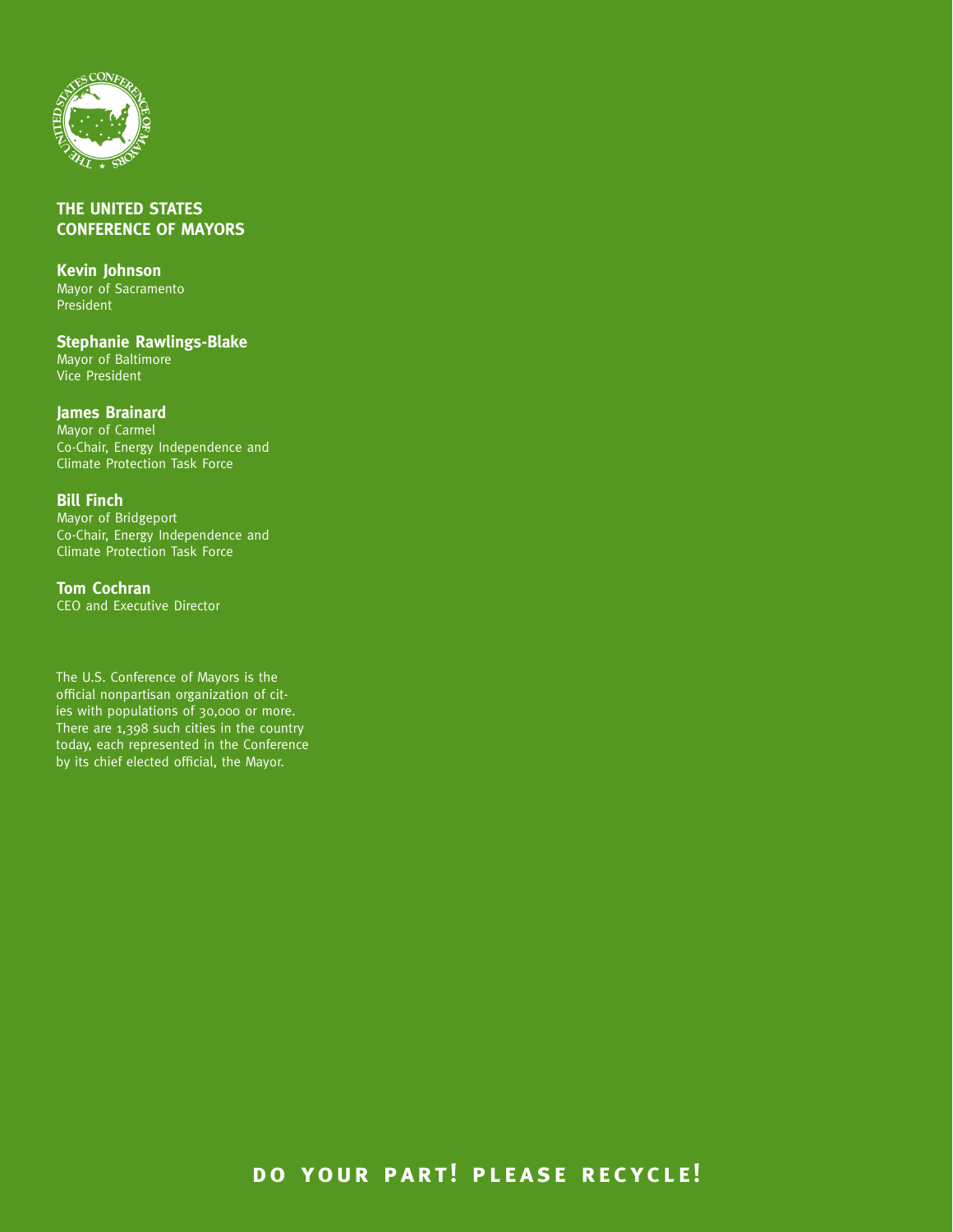## THE UNITED STATES CONFERENCE OF MAYORS

**Kevin Johnson**
Mayor of Sacramento
President

**Stephanie Rawlings-Blake**
Mayor of Baltimore
Vice President

**James Brainard**
Mayor of Carmel
Co-Chair, Energy Independence and Climate Protection Task Force

**Bill Finch**
Mayor of Bridgeport
Co-Chair, Energy Independence and Climate Protection Task Force

**Tom Cochran**
CEO and Executive Director

The U.S. Conference of Mayors is the official nonpartisan organization of cities with populations of 30,000 or more. There are 1,398 such cities in the country today, each represented in the Conference by its chief elected official, the Mayor.

**DO YOUR PART! PLEASE RECYCLE!**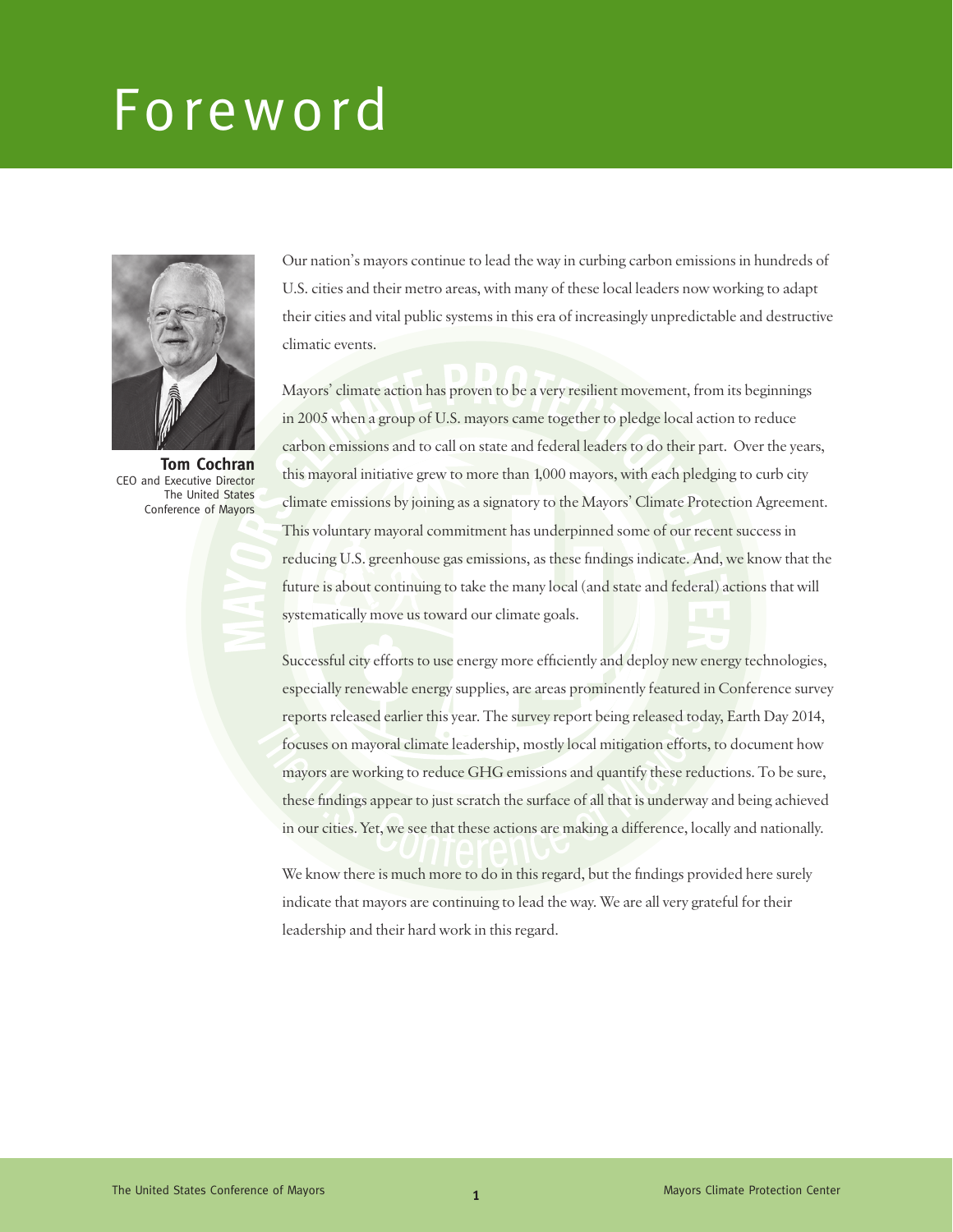# Foreword

**Tom Cochran**
CEO and Executive Director
The United States
Conference of Mayors

Our nation's mayors continue to lead the way in curbing carbon emissions in hundreds of U.S. cities and their metro areas, with many of these local leaders now working to adapt their cities and vital public systems in this era of increasingly unpredictable and destructive climatic events.

Mayors' climate action has proven to be a very resilient movement, from its beginnings in 2005 when a group of U.S. mayors came together to pledge local action to reduce carbon emissions and to call on state and federal leaders to do their part. Over the years, this mayoral initiative grew to more than 1,000 mayors, with each pledging to curb city climate emissions by joining as a signatory to the Mayors' Climate Protection Agreement. This voluntary mayoral commitment has underpinned some of our recent success in reducing U.S. greenhouse gas emissions, as these findings indicate. And, we know that the future is about continuing to take the many local (and state and federal) actions that will systematically move us toward our climate goals.

Successful city efforts to use energy more efficiently and deploy new energy technologies, especially renewable energy supplies, are areas prominently featured in Conference survey reports released earlier this year. The survey report being released today, Earth Day 2014, focuses on mayoral climate leadership, mostly local mitigation efforts, to document how mayors are working to reduce GHG emissions and quantify these reductions. To be sure, these findings appear to just scratch the surface of all that is underway and being achieved in our cities. Yet, we see that these actions are making a difference, locally and nationally.

We know there is much more to do in this regard, but the findings provided here surely indicate that mayors are continuing to lead the way. We are all very grateful for their leadership and their hard work in this regard.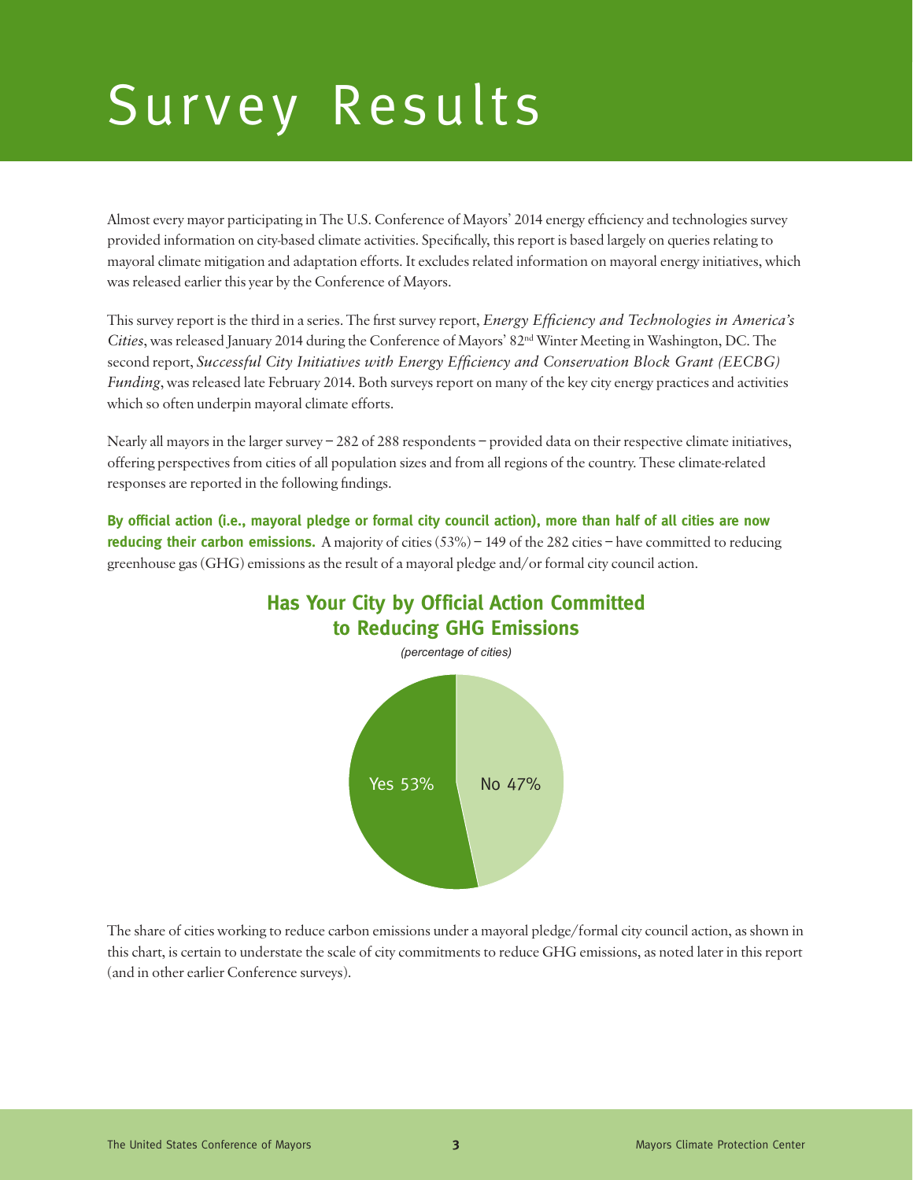# Survey Results

Almost every mayor participating in The U.S. Conference of Mayors' 2014 energy efficiency and technologies survey provided information on city-based climate activities. Specifically, this report is based largely on queries relating to mayoral climate mitigation and adaptation efforts. It excludes related information on mayoral energy initiatives, which was released earlier this year by the Conference of Mayors.

This survey report is the third in a series. The first survey report, *Energy Efficiency and Technologies in America's Cities*, was released January 2014 during the Conference of Mayors' 82nd Winter Meeting in Washington, DC. The second report, *Successful City Initiatives with Energy Efficiency and Conservation Block Grant (EECBG) Funding*, was released late February 2014. Both surveys report on many of the key city energy practices and activities which so often underpin mayoral climate efforts.

Nearly all mayors in the larger survey – 282 of 288 respondents – provided data on their respective climate initiatives, offering perspectives from cities of all population sizes and from all regions of the country. These climate-related responses are reported in the following findings.

**By official action (i.e., mayoral pledge or formal city council action), more than half of all cities are now reducing their carbon emissions.** A majority of cities (53%) – 149 of the 282 cities – have committed to reducing greenhouse gas (GHG) emissions as the result of a mayoral pledge and/or formal city council action.

**Has Your City by Official Action Committed to Reducing GHG Emissions**

*(percentage of cities)*

| Response | Percentage |
|---|---|
| Yes | 53% |
| No | 47% |

The share of cities working to reduce carbon emissions under a mayoral pledge/formal city council action, as shown in this chart, is certain to understate the scale of city commitments to reduce GHG emissions, as noted later in this report (and in other earlier Conference surveys).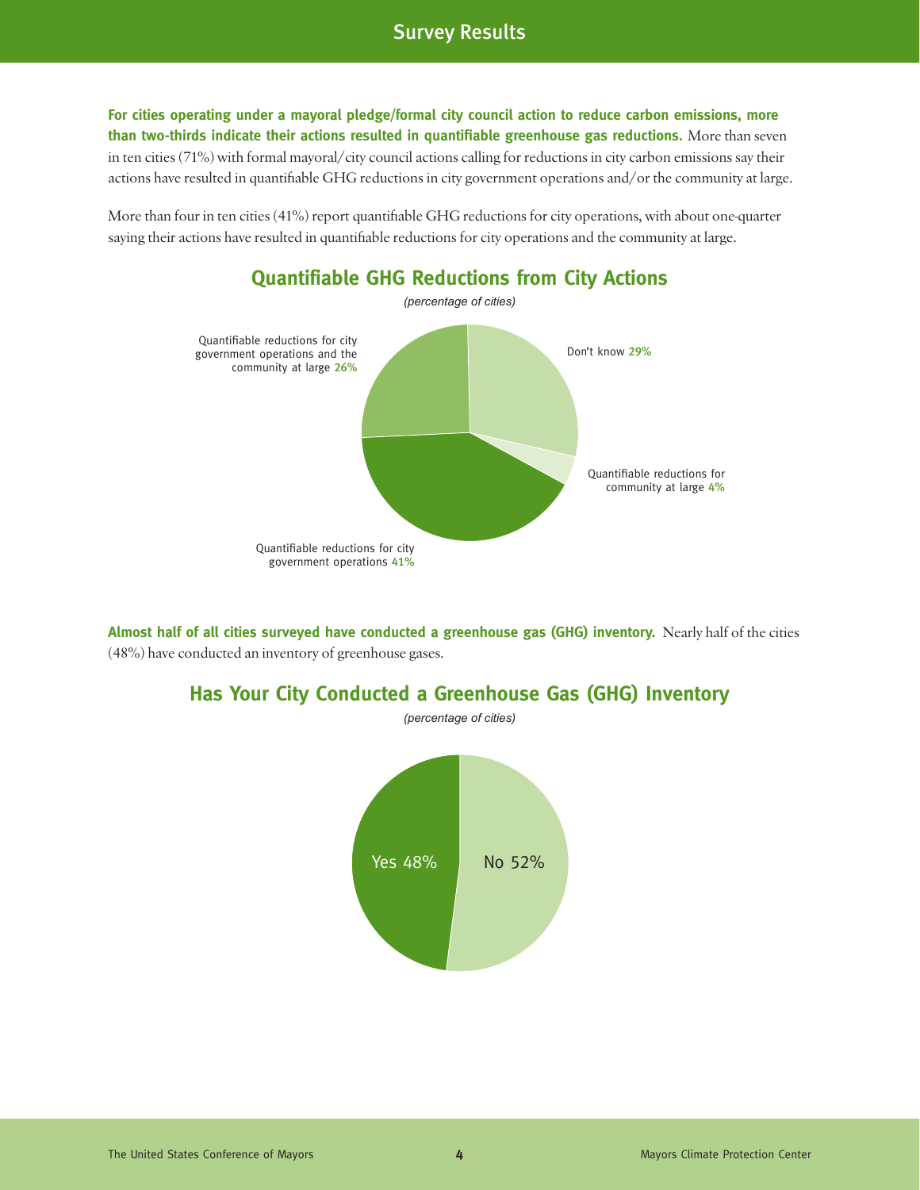## Survey Results

**For cities operating under a mayoral pledge/formal city council action to reduce carbon emissions, more than two-thirds indicate their actions resulted in quantifiable greenhouse gas reductions.** More than seven in ten cities (71%) with formal mayoral/city council actions calling for reductions in city carbon emissions say their actions have resulted in quantifiable GHG reductions in city government operations and/or the community at large.

More than four in ten cities (41%) report quantifiable GHG reductions for city operations, with about one-quarter saying their actions have resulted in quantifiable reductions for city operations and the community at large.

### Quantifiable GHG Reductions from City Actions

*(percentage of cities)*

| Response | Percentage |
|---|---|
| Don't know | 29% |
| Quantifiable reductions for community at large | 4% |
| Quantifiable reductions for city government operations | 41% |
| Quantifiable reductions for city government operations and the community at large | 26% |

**Almost half of all cities surveyed have conducted a greenhouse gas (GHG) inventory.** Nearly half of the cities (48%) have conducted an inventory of greenhouse gases.

### Has Your City Conducted a Greenhouse Gas (GHG) Inventory

*(percentage of cities)*

| Response | Percentage |
|---|---|
| Yes | 48% |
| No | 52% |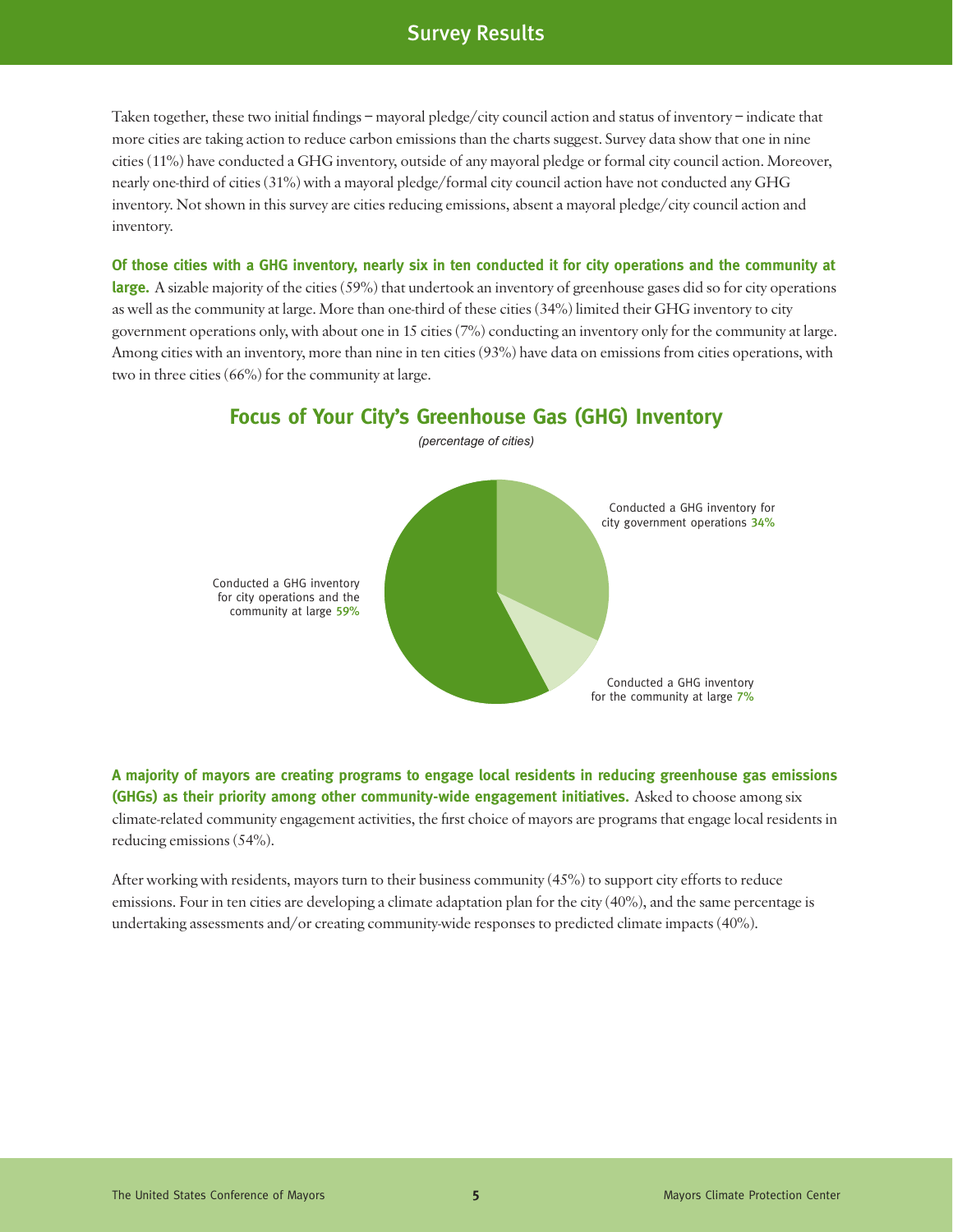Taken together, these two initial findings – mayoral pledge/city council action and status of inventory – indicate that more cities are taking action to reduce carbon emissions than the charts suggest. Survey data show that one in nine cities (11%) have conducted a GHG inventory, outside of any mayoral pledge or formal city council action. Moreover, nearly one-third of cities (31%) with a mayoral pledge/formal city council action have not conducted any GHG inventory. Not shown in this survey are cities reducing emissions, absent a mayoral pledge/city council action and inventory.

**Of those cities with a GHG inventory, nearly six in ten conducted it for city operations and the community at large.** A sizable majority of the cities (59%) that undertook an inventory of greenhouse gases did so for city operations as well as the community at large. More than one-third of these cities (34%) limited their GHG inventory to city government operations only, with about one in 15 cities (7%) conducting an inventory only for the community at large. Among cities with an inventory, more than nine in ten cities (93%) have data on emissions from cities operations, with two in three cities (66%) for the community at large.

## Focus of Your City's Greenhouse Gas (GHG) Inventory

*(percentage of cities)*

Conducted a GHG inventory for city government operations 34%

Conducted a GHG inventory for the community at large 7%

Conducted a GHG inventory for city operations and the community at large 59%

**A majority of mayors are creating programs to engage local residents in reducing greenhouse gas emissions (GHGs) as their priority among other community-wide engagement initiatives.** Asked to choose among six climate-related community engagement activities, the first choice of mayors are programs that engage local residents in reducing emissions (54%).

After working with residents, mayors turn to their business community (45%) to support city efforts to reduce emissions. Four in ten cities are developing a climate adaptation plan for the city (40%), and the same percentage is undertaking assessments and/or creating community-wide responses to predicted climate impacts (40%).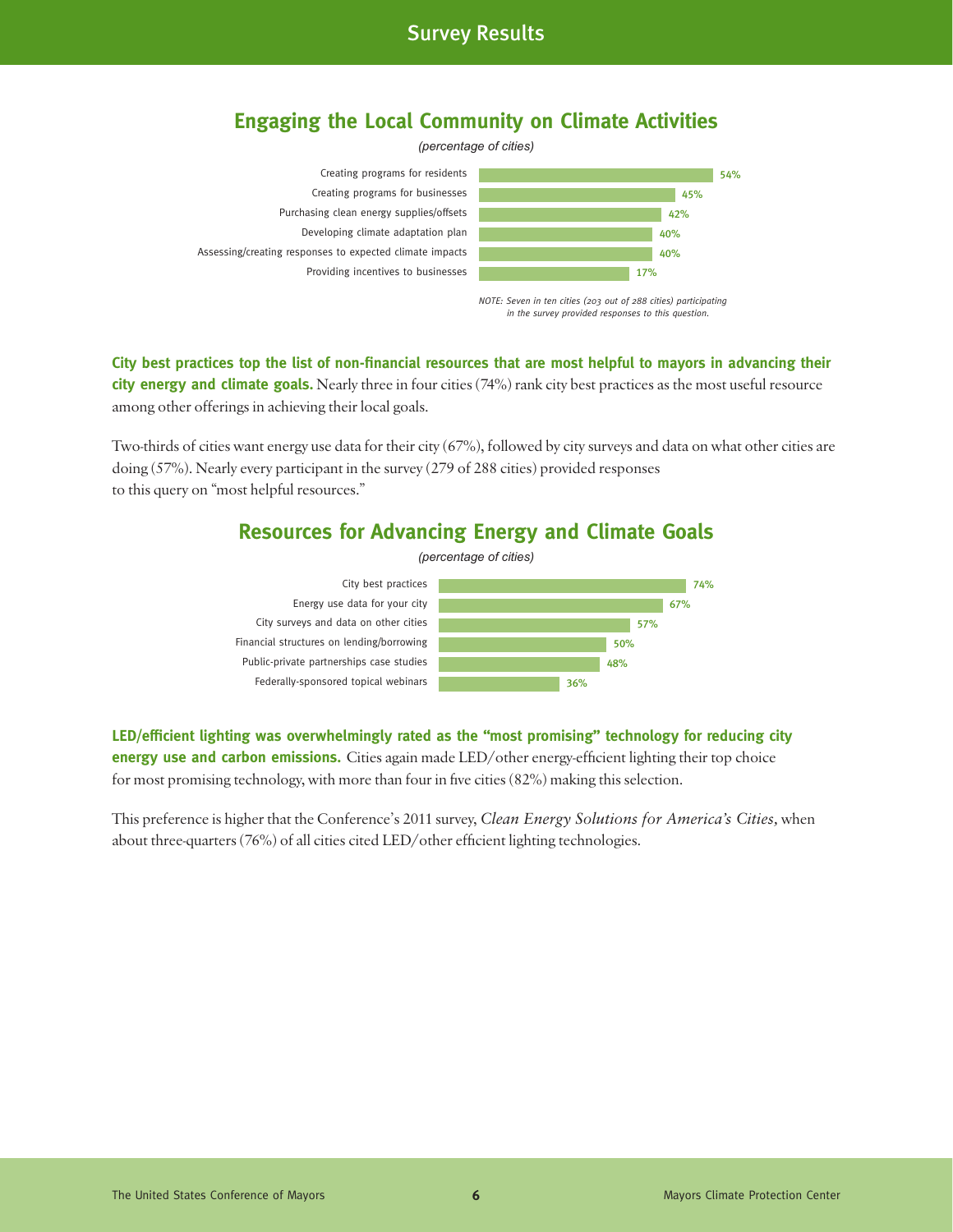## Engaging the Local Community on Climate Activities

*(percentage of cities)*

| Activity | Percentage |
| --- | --- |
| Creating programs for residents | 54% |
| Creating programs for businesses | 45% |
| Purchasing clean energy supplies/offsets | 42% |
| Developing climate adaptation plan | 40% |
| Assessing/creating responses to expected climate impacts | 40% |
| Providing incentives to businesses | 17% |

*NOTE: Seven in ten cities (203 out of 288 cities) participating in the survey provided responses to this question.*

**City best practices top the list of non-financial resources that are most helpful to mayors in advancing their city energy and climate goals.** Nearly three in four cities (74%) rank city best practices as the most useful resource among other offerings in achieving their local goals.

Two-thirds of cities want energy use data for their city (67%), followed by city surveys and data on what other cities are doing (57%). Nearly every participant in the survey (279 of 288 cities) provided responses to this query on "most helpful resources."

## Resources for Advancing Energy and Climate Goals

*(percentage of cities)*

| Resource | Percentage |
| --- | --- |
| City best practices | 74% |
| Energy use data for your city | 67% |
| City surveys and data on other cities | 57% |
| Financial structures on lending/borrowing | 50% |
| Public-private partnerships case studies | 48% |
| Federally-sponsored topical webinars | 36% |

**LED/efficient lighting was overwhelmingly rated as the "most promising" technology for reducing city energy use and carbon emissions.** Cities again made LED/other energy-efficient lighting their top choice for most promising technology, with more than four in five cities (82%) making this selection.

This preference is higher that the Conference's 2011 survey, *Clean Energy Solutions for America's Cities*, when about three-quarters (76%) of all cities cited LED/other efficient lighting technologies.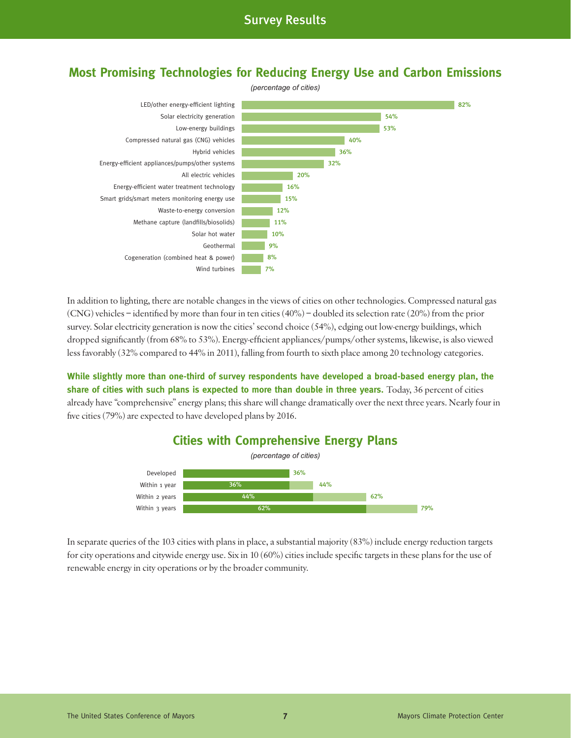## Most Promising Technologies for Reducing Energy Use and Carbon Emissions

*(percentage of cities)*

| Technology | Percentage |
| --- | --- |
| LED/other energy-efficient lighting | 82% |
| Solar electricity generation | 54% |
| Low-energy buildings | 53% |
| Compressed natural gas (CNG) vehicles | 40% |
| Hybrid vehicles | 36% |
| Energy-efficient appliances/pumps/other systems | 32% |
| All electric vehicles | 20% |
| Energy-efficient water treatment technology | 16% |
| Smart grids/smart meters monitoring energy use | 15% |
| Waste-to-energy conversion | 12% |
| Methane capture (landfills/biosolids) | 11% |
| Solar hot water | 10% |
| Geothermal | 9% |
| Cogeneration (combined heat & power) | 8% |
| Wind turbines | 7% |

In addition to lighting, there are notable changes in the views of cities on other technologies. Compressed natural gas (CNG) vehicles – identified by more than four in ten cities (40%) – doubled its selection rate (20%) from the prior survey. Solar electricity generation is now the cities' second choice (54%), edging out low-energy buildings, which dropped significantly (from 68% to 53%). Energy-efficient appliances/pumps/other systems, likewise, is also viewed less favorably (32% compared to 44% in 2011), falling from fourth to sixth place among 20 technology categories.

**While slightly more than one-third of survey respondents have developed a broad-based energy plan, the share of cities with such plans is expected to more than double in three years.** Today, 36 percent of cities already have "comprehensive" energy plans; this share will change dramatically over the next three years. Nearly four in five cities (79%) are expected to have developed plans by 2016.

## Cities with Comprehensive Energy Plans

*(percentage of cities)*

| Status | Prior | Total |
| --- | --- | --- |
| Developed | | 36% |
| Within 1 year | 36% | 44% |
| Within 2 years | 44% | 62% |
| Within 3 years | 62% | 79% |

In separate queries of the 103 cities with plans in place, a substantial majority (83%) include energy reduction targets for city operations and citywide energy use. Six in 10 (60%) cities include specific targets in these plans for the use of renewable energy in city operations or by the broader community.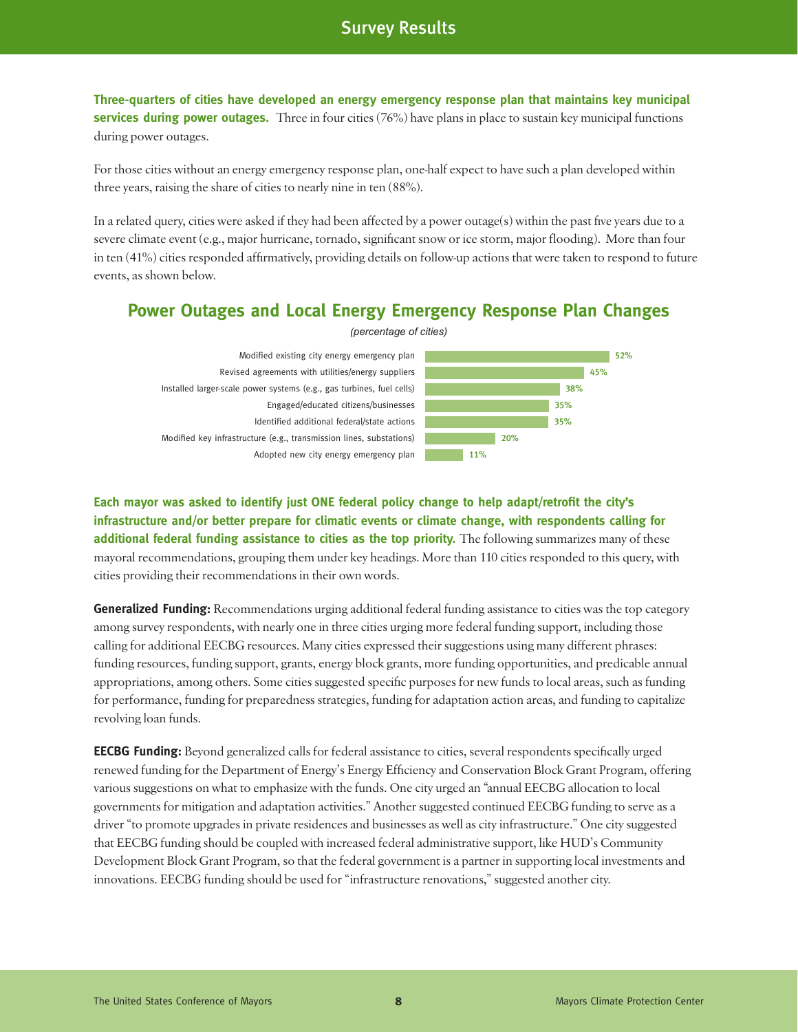## Survey Results

**Three-quarters of cities have developed an energy emergency response plan that maintains key municipal services during power outages.** Three in four cities (76%) have plans in place to sustain key municipal functions during power outages.

For those cities without an energy emergency response plan, one-half expect to have such a plan developed within three years, raising the share of cities to nearly nine in ten (88%).

In a related query, cities were asked if they had been affected by a power outage(s) within the past five years due to a severe climate event (e.g., major hurricane, tornado, significant snow or ice storm, major flooding). More than four in ten (41%) cities responded affirmatively, providing details on follow-up actions that were taken to respond to future events, as shown below.

### Power Outages and Local Energy Emergency Response Plan Changes

*(percentage of cities)*

| Action | Percentage of cities |
| --- | --- |
| Modified existing city energy emergency plan | 52% |
| Revised agreements with utilities/energy suppliers | 45% |
| Installed larger-scale power systems (e.g., gas turbines, fuel cells) | 38% |
| Engaged/educated citizens/businesses | 35% |
| Identified additional federal/state actions | 35% |
| Modified key infrastructure (e.g., transmission lines, substations) | 20% |
| Adopted new city energy emergency plan | 11% |

**Each mayor was asked to identify just ONE federal policy change to help adapt/retrofit the city's infrastructure and/or better prepare for climatic events or climate change, with respondents calling for additional federal funding assistance to cities as the top priority.** The following summarizes many of these mayoral recommendations, grouping them under key headings. More than 110 cities responded to this query, with cities providing their recommendations in their own words.

**Generalized Funding:** Recommendations urging additional federal funding assistance to cities was the top category among survey respondents, with nearly one in three cities urging more federal funding support, including those calling for additional EECBG resources. Many cities expressed their suggestions using many different phrases: funding resources, funding support, grants, energy block grants, more funding opportunities, and predicable annual appropriations, among others. Some cities suggested specific purposes for new funds to local areas, such as funding for performance, funding for preparedness strategies, funding for adaptation action areas, and funding to capitalize revolving loan funds.

**EECBG Funding:** Beyond generalized calls for federal assistance to cities, several respondents specifically urged renewed funding for the Department of Energy's Energy Efficiency and Conservation Block Grant Program, offering various suggestions on what to emphasize with the funds. One city urged an "annual EECBG allocation to local governments for mitigation and adaptation activities." Another suggested continued EECBG funding to serve as a driver "to promote upgrades in private residences and businesses as well as city infrastructure." One city suggested that EECBG funding should be coupled with increased federal administrative support, like HUD's Community Development Block Grant Program, so that the federal government is a partner in supporting local investments and innovations. EECBG funding should be used for "infrastructure renovations," suggested another city.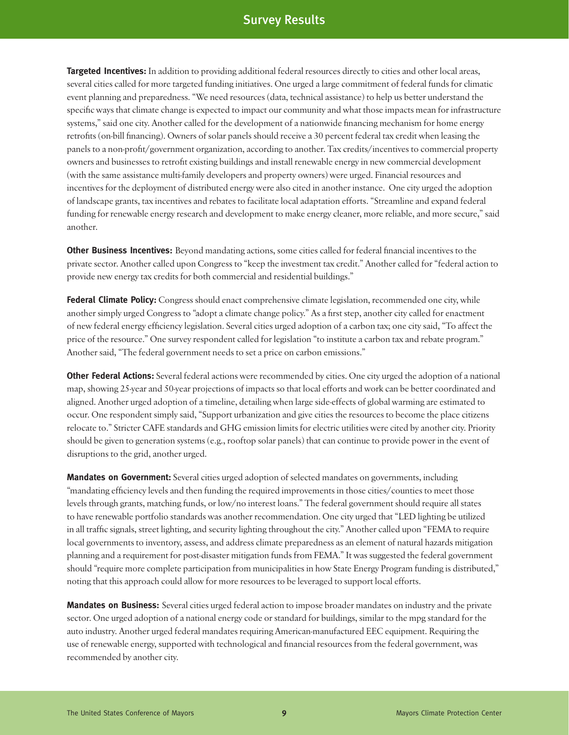**Targeted Incentives:** In addition to providing additional federal resources directly to cities and other local areas, several cities called for more targeted funding initiatives. One urged a large commitment of federal funds for climatic event planning and preparedness. "We need resources (data, technical assistance) to help us better understand the specific ways that climate change is expected to impact our community and what those impacts mean for infrastructure systems," said one city. Another called for the development of a nationwide financing mechanism for home energy retrofits (on-bill financing). Owners of solar panels should receive a 30 percent federal tax credit when leasing the panels to a non-profit/government organization, according to another. Tax credits/incentives to commercial property owners and businesses to retrofit existing buildings and install renewable energy in new commercial development (with the same assistance multi-family developers and property owners) were urged. Financial resources and incentives for the deployment of distributed energy were also cited in another instance. One city urged the adoption of landscape grants, tax incentives and rebates to facilitate local adaptation efforts. "Streamline and expand federal funding for renewable energy research and development to make energy cleaner, more reliable, and more secure," said another.

**Other Business Incentives:** Beyond mandating actions, some cities called for federal financial incentives to the private sector. Another called upon Congress to "keep the investment tax credit." Another called for "federal action to provide new energy tax credits for both commercial and residential buildings."

**Federal Climate Policy:** Congress should enact comprehensive climate legislation, recommended one city, while another simply urged Congress to "adopt a climate change policy." As a first step, another city called for enactment of new federal energy efficiency legislation. Several cities urged adoption of a carbon tax; one city said, "To affect the price of the resource." One survey respondent called for legislation "to institute a carbon tax and rebate program." Another said, "The federal government needs to set a price on carbon emissions."

**Other Federal Actions:** Several federal actions were recommended by cities. One city urged the adoption of a national map, showing 25-year and 50-year projections of impacts so that local efforts and work can be better coordinated and aligned. Another urged adoption of a timeline, detailing when large side-effects of global warming are estimated to occur. One respondent simply said, "Support urbanization and give cities the resources to become the place citizens relocate to." Stricter CAFE standards and GHG emission limits for electric utilities were cited by another city. Priority should be given to generation systems (e.g., rooftop solar panels) that can continue to provide power in the event of disruptions to the grid, another urged.

**Mandates on Government:** Several cities urged adoption of selected mandates on governments, including "mandating efficiency levels and then funding the required improvements in those cities/counties to meet those levels through grants, matching funds, or low/no interest loans." The federal government should require all states to have renewable portfolio standards was another recommendation. One city urged that "LED lighting be utilized in all traffic signals, street lighting, and security lighting throughout the city." Another called upon "FEMA to require local governments to inventory, assess, and address climate preparedness as an element of natural hazards mitigation planning and a requirement for post-disaster mitigation funds from FEMA." It was suggested the federal government should "require more complete participation from municipalities in how State Energy Program funding is distributed," noting that this approach could allow for more resources to be leveraged to support local efforts.

**Mandates on Business:** Several cities urged federal action to impose broader mandates on industry and the private sector. One urged adoption of a national energy code or standard for buildings, similar to the mpg standard for the auto industry. Another urged federal mandates requiring American-manufactured EEC equipment. Requiring the use of renewable energy, supported with technological and financial resources from the federal government, was recommended by another city.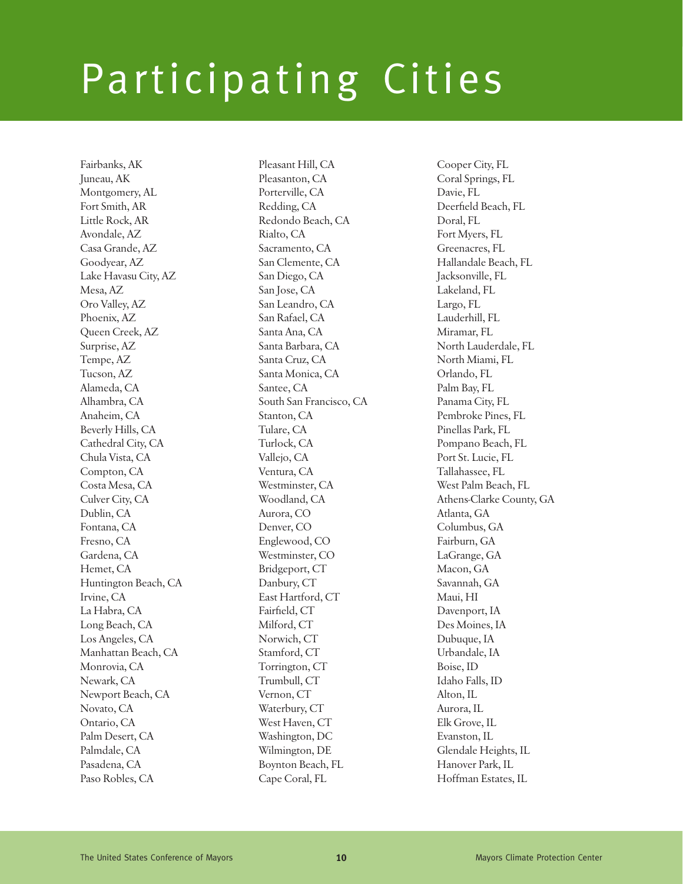# Participating Cities

Fairbanks, AK
Juneau, AK
Montgomery, AL
Fort Smith, AR
Little Rock, AR
Avondale, AZ
Casa Grande, AZ
Goodyear, AZ
Lake Havasu City, AZ
Mesa, AZ
Oro Valley, AZ
Phoenix, AZ
Queen Creek, AZ
Surprise, AZ
Tempe, AZ
Tucson, AZ
Alameda, CA
Alhambra, CA
Anaheim, CA
Beverly Hills, CA
Cathedral City, CA
Chula Vista, CA
Compton, CA
Costa Mesa, CA
Culver City, CA
Dublin, CA
Fontana, CA
Fresno, CA
Gardena, CA
Hemet, CA
Huntington Beach, CA
Irvine, CA
La Habra, CA
Long Beach, CA
Los Angeles, CA
Manhattan Beach, CA
Monrovia, CA
Newark, CA
Newport Beach, CA
Novato, CA
Ontario, CA
Palm Desert, CA
Palmdale, CA
Pasadena, CA
Paso Robles, CA
Pleasant Hill, CA
Pleasanton, CA
Porterville, CA
Redding, CA
Redondo Beach, CA
Rialto, CA
Sacramento, CA
San Clemente, CA
San Diego, CA
San Jose, CA
San Leandro, CA
San Rafael, CA
Santa Ana, CA
Santa Barbara, CA
Santa Cruz, CA
Santa Monica, CA
Santee, CA
South San Francisco, CA
Stanton, CA
Tulare, CA
Turlock, CA
Vallejo, CA
Ventura, CA
Westminster, CA
Woodland, CA
Aurora, CO
Denver, CO
Englewood, CO
Westminster, CO
Bridgeport, CT
Danbury, CT
East Hartford, CT
Fairfield, CT
Milford, CT
Norwich, CT
Stamford, CT
Torrington, CT
Trumbull, CT
Vernon, CT
Waterbury, CT
West Haven, CT
Washington, DC
Wilmington, DE
Boynton Beach, FL
Cape Coral, FL
Cooper City, FL
Coral Springs, FL
Davie, FL
Deerfield Beach, FL
Doral, FL
Fort Myers, FL
Greenacres, FL
Hallandale Beach, FL
Jacksonville, FL
Lakeland, FL
Largo, FL
Lauderhill, FL
Miramar, FL
North Lauderdale, FL
North Miami, FL
Orlando, FL
Palm Bay, FL
Panama City, FL
Pembroke Pines, FL
Pinellas Park, FL
Pompano Beach, FL
Port St. Lucie, FL
Tallahassee, FL
West Palm Beach, FL
Athens-Clarke County, GA
Atlanta, GA
Columbus, GA
Fairburn, GA
LaGrange, GA
Macon, GA
Savannah, GA
Maui, HI
Davenport, IA
Des Moines, IA
Dubuque, IA
Urbandale, IA
Boise, ID
Idaho Falls, ID
Alton, IL
Aurora, IL
Elk Grove, IL
Evanston, IL
Glendale Heights, IL
Hanover Park, IL
Hoffman Estates, IL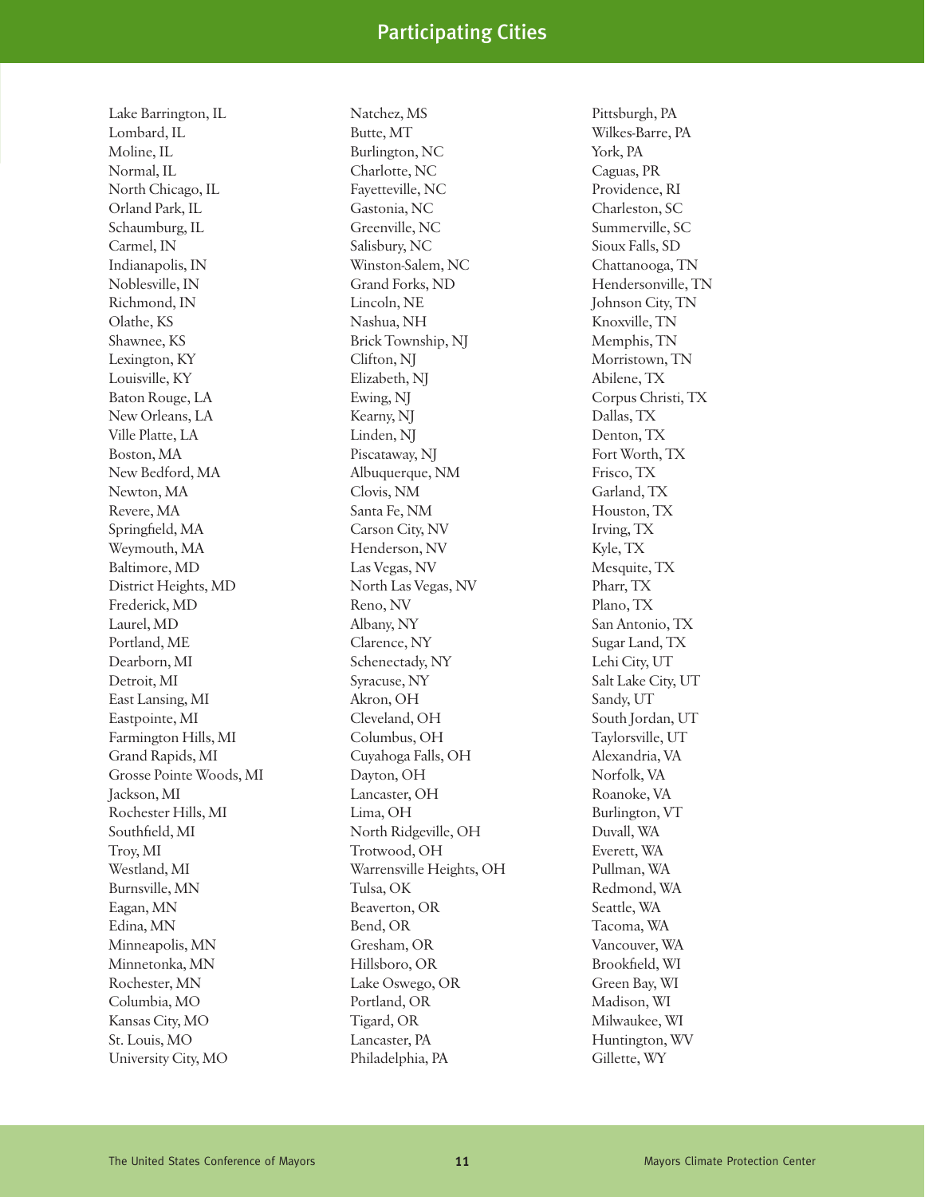## Participating Cities

Lake Barrington, IL
Lombard, IL
Moline, IL
Normal, IL
North Chicago, IL
Orland Park, IL
Schaumburg, IL
Carmel, IN
Indianapolis, IN
Noblesville, IN
Richmond, IN
Olathe, KS
Shawnee, KS
Lexington, KY
Louisville, KY
Baton Rouge, LA
New Orleans, LA
Ville Platte, LA
Boston, MA
New Bedford, MA
Newton, MA
Revere, MA
Springfield, MA
Weymouth, MA
Baltimore, MD
District Heights, MD
Frederick, MD
Laurel, MD
Portland, ME
Dearborn, MI
Detroit, MI
East Lansing, MI
Eastpointe, MI
Farmington Hills, MI
Grand Rapids, MI
Grosse Pointe Woods, MI
Jackson, MI
Rochester Hills, MI
Southfield, MI
Troy, MI
Westland, MI
Burnsville, MN
Eagan, MN
Edina, MN
Minneapolis, MN
Minnetonka, MN
Rochester, MN
Columbia, MO
Kansas City, MO
St. Louis, MO
University City, MO
Natchez, MS
Butte, MT
Burlington, NC
Charlotte, NC
Fayetteville, NC
Gastonia, NC
Greenville, NC
Salisbury, NC
Winston-Salem, NC
Grand Forks, ND
Lincoln, NE
Nashua, NH
Brick Township, NJ
Clifton, NJ
Elizabeth, NJ
Ewing, NJ
Kearny, NJ
Linden, NJ
Piscataway, NJ
Albuquerque, NM
Clovis, NM
Santa Fe, NM
Carson City, NV
Henderson, NV
Las Vegas, NV
North Las Vegas, NV
Reno, NV
Albany, NY
Clarence, NY
Schenectady, NY
Syracuse, NY
Akron, OH
Cleveland, OH
Columbus, OH
Cuyahoga Falls, OH
Dayton, OH
Lancaster, OH
Lima, OH
North Ridgeville, OH
Trotwood, OH
Warrensville Heights, OH
Tulsa, OK
Beaverton, OR
Bend, OR
Gresham, OR
Hillsboro, OR
Lake Oswego, OR
Portland, OR
Tigard, OR
Lancaster, PA
Philadelphia, PA
Pittsburgh, PA
Wilkes-Barre, PA
York, PA
Caguas, PR
Providence, RI
Charleston, SC
Summerville, SC
Sioux Falls, SD
Chattanooga, TN
Hendersonville, TN
Johnson City, TN
Knoxville, TN
Memphis, TN
Morristown, TN
Abilene, TX
Corpus Christi, TX
Dallas, TX
Denton, TX
Fort Worth, TX
Frisco, TX
Garland, TX
Houston, TX
Irving, TX
Kyle, TX
Mesquite, TX
Pharr, TX
Plano, TX
San Antonio, TX
Sugar Land, TX
Lehi City, UT
Salt Lake City, UT
Sandy, UT
South Jordan, UT
Taylorsville, UT
Alexandria, VA
Norfolk, VA
Roanoke, VA
Burlington, VT
Duvall, WA
Everett, WA
Pullman, WA
Redmond, WA
Seattle, WA
Tacoma, WA
Vancouver, WA
Brookfield, WI
Green Bay, WI
Madison, WI
Milwaukee, WI
Huntington, WV
Gillette, WY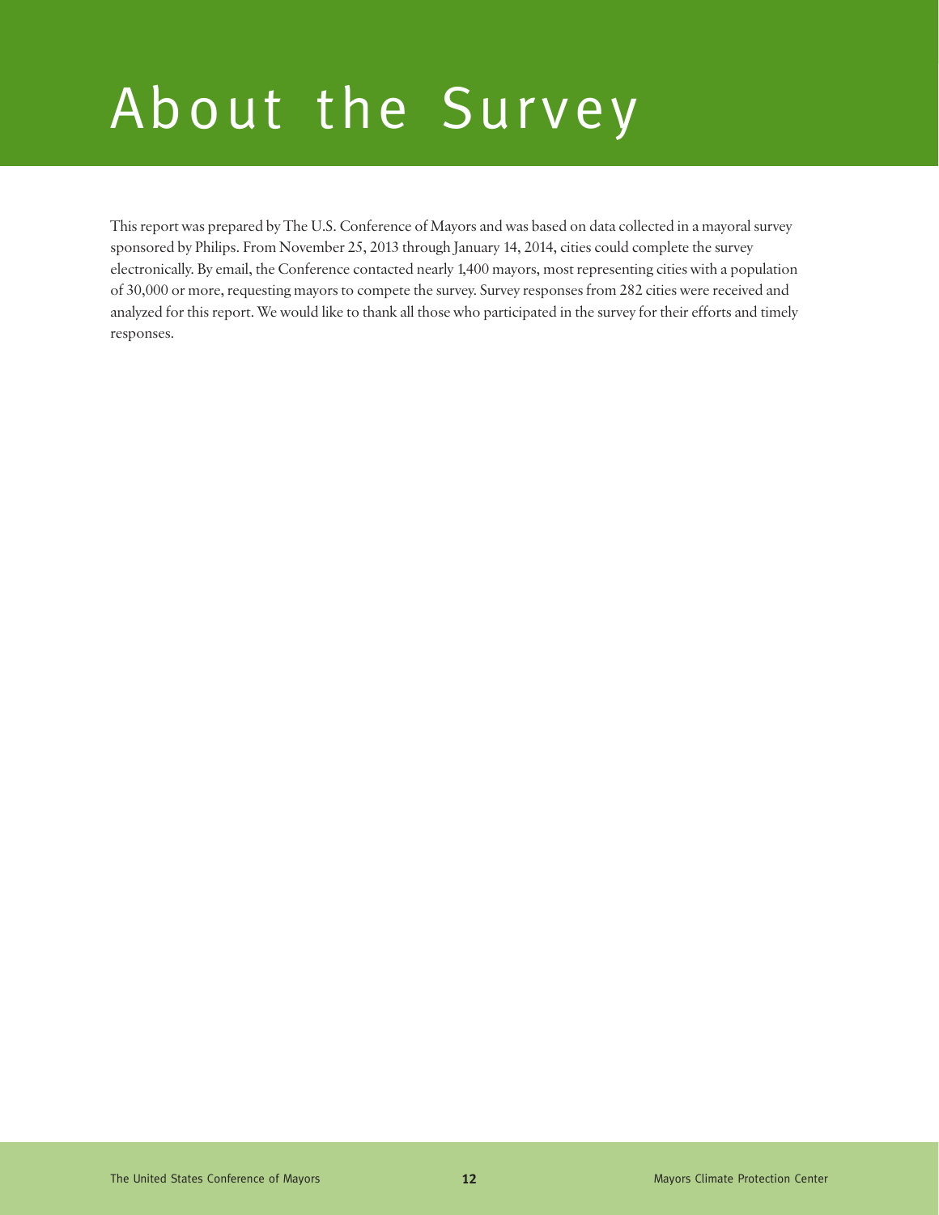# About the Survey

This report was prepared by The U.S. Conference of Mayors and was based on data collected in a mayoral survey sponsored by Philips. From November 25, 2013 through January 14, 2014, cities could complete the survey electronically. By email, the Conference contacted nearly 1,400 mayors, most representing cities with a population of 30,000 or more, requesting mayors to compete the survey. Survey responses from 282 cities were received and analyzed for this report. We would like to thank all those who participated in the survey for their efforts and timely responses.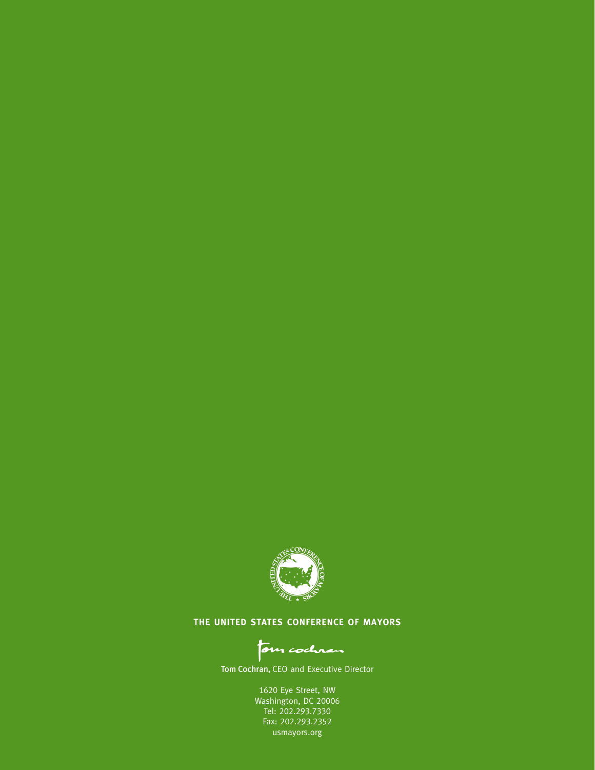**THE UNITED STATES CONFERENCE OF MAYORS**

**Tom Cochran,** CEO and Executive Director

1620 Eye Street, NW
Washington, DC 20006
Tel: 202.293.7330
Fax: 202.293.2352
usmayors.org